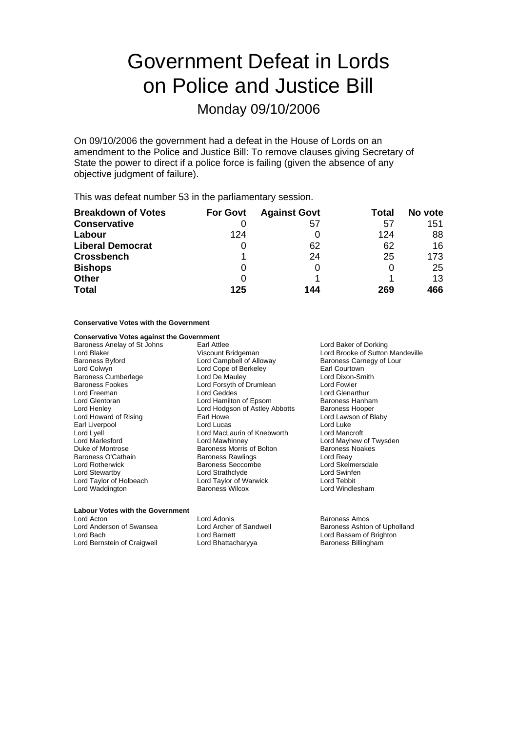# Government Defeat in Lords on Police and Justice Bill

## Monday 09/10/2006

On 09/10/2006 the government had a defeat in the House of Lords on an amendment to the Police and Justice Bill: To remove clauses giving Secretary of State the power to direct if a police force is failing (given the absence of any objective judgment of failure).

This was defeat number 53 in the parliamentary session.

| Breakdown of Votes | For Govt | Against Govt | Total | No vote |
|---|---|---|---|---|
| **Conservative** | 0 | 57 | 57 | 151 |
| **Labour** | 124 | 0 | 124 | 88 |
| **Liberal Democrat** | 0 | 62 | 62 | 16 |
| **Crossbench** | 1 | 24 | 25 | 173 |
| **Bishops** | 0 | 0 | 0 | 25 |
| **Other** | 0 | 1 | 1 | 13 |
| **Total** | **125** | **144** | **269** | **466** |

**Conservative Votes with the Government**

**Conservative Votes against the Government**

Baroness Anelay of St Johns
Earl Attlee
Lord Baker of Dorking
Lord Blaker
Viscount Bridgeman
Lord Brooke of Sutton Mandeville
Baroness Byford
Lord Campbell of Alloway
Baroness Carnegy of Lour
Lord Colwyn
Lord Cope of Berkeley
Earl Courtown
Baroness Cumberlege
Lord De Mauley
Lord Dixon-Smith
Baroness Fookes
Lord Forsyth of Drumlean
Lord Fowler
Lord Freeman
Lord Geddes
Lord Glenarthur
Lord Glentoran
Lord Hamilton of Epsom
Baroness Hanham
Lord Henley
Lord Hodgson of Astley Abbotts
Baroness Hooper
Lord Howard of Rising
Earl Howe
Lord Lawson of Blaby
Earl Liverpool
Lord Lucas
Lord Luke
Lord Lyell
Lord MacLaurin of Knebworth
Lord Mancroft
Lord Marlesford
Lord Mawhinney
Lord Mayhew of Twysden
Duke of Montrose
Baroness Morris of Bolton
Baroness Noakes
Baroness O'Cathain
Baroness Rawlings
Lord Reay
Lord Rotherwick
Baroness Seccombe
Lord Skelmersdale
Lord Stewartby
Lord Strathclyde
Lord Swinfen
Lord Taylor of Holbeach
Lord Taylor of Warwick
Lord Tebbit
Lord Waddington
Baroness Wilcox
Lord Windlesham

**Labour Votes with the Government**

Lord Acton
Lord Adonis
Baroness Amos
Lord Anderson of Swansea
Lord Archer of Sandwell
Baroness Ashton of Upholland
Lord Bach
Lord Barnett
Lord Bassam of Brighton
Lord Bernstein of Craigweil
Lord Bhattacharyya
Baroness Billingham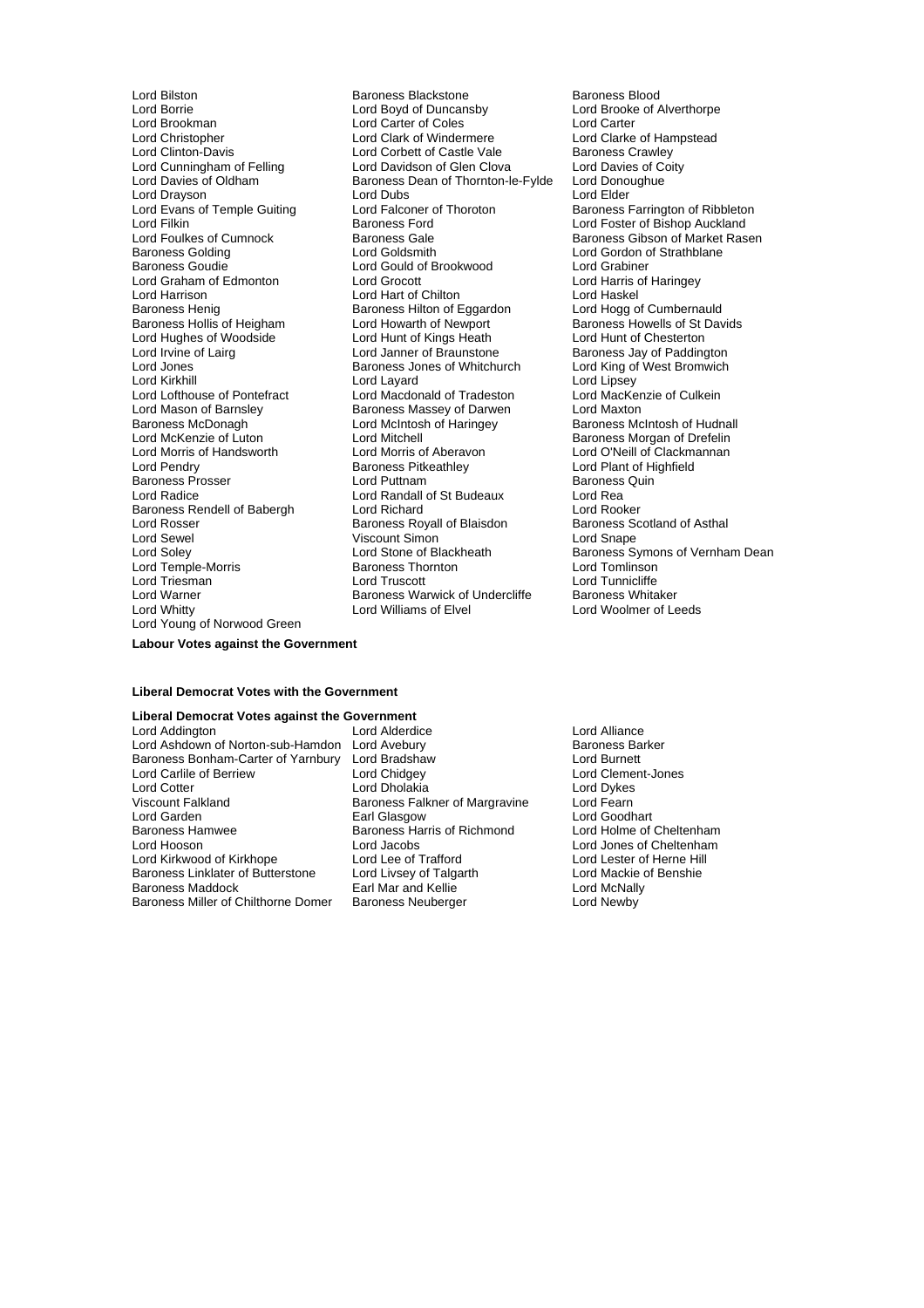Lord Bilston
Baroness Blackstone
Baroness Blood
Lord Borrie
Lord Boyd of Duncansby
Lord Brooke of Alverthorpe
Lord Brookman
Lord Carter of Coles
Lord Carter
Lord Christopher
Lord Clark of Windermere
Lord Clarke of Hampstead
Lord Clinton-Davis
Lord Corbett of Castle Vale
Baroness Crawley
Lord Cunningham of Felling
Lord Davidson of Glen Clova
Lord Davies of Coity
Lord Davies of Oldham
Baroness Dean of Thornton-le-Fylde
Lord Donoughue
Lord Drayson
Lord Dubs
Lord Elder
Lord Evans of Temple Guiting
Lord Falconer of Thoroton
Baroness Farrington of Ribbleton
Lord Filkin
Baroness Ford
Lord Foster of Bishop Auckland
Lord Foulkes of Cumnock
Baroness Gale
Baroness Gibson of Market Rasen
Baroness Golding
Lord Goldsmith
Lord Gordon of Strathblane
Baroness Goudie
Lord Gould of Brookwood
Lord Grabiner
Lord Graham of Edmonton
Lord Grocott
Lord Harris of Haringey
Lord Harrison
Lord Hart of Chilton
Lord Haskel
Baroness Henig
Baroness Hilton of Eggardon
Lord Hogg of Cumbernauld
Baroness Hollis of Heigham
Lord Howarth of Newport
Baroness Howells of St Davids
Lord Hughes of Woodside
Lord Hunt of Kings Heath
Lord Hunt of Chesterton
Lord Irvine of Lairg
Lord Janner of Braunstone
Baroness Jay of Paddington
Lord Jones
Baroness Jones of Whitchurch
Lord King of West Bromwich
Lord Kirkhill
Lord Layard
Lord Lipsey
Lord Lofthouse of Pontefract
Lord Macdonald of Tradeston
Lord MacKenzie of Culkein
Lord Mason of Barnsley
Baroness Massey of Darwen
Lord Maxton
Baroness McDonagh
Lord McIntosh of Haringey
Baroness McIntosh of Hudnall
Lord McKenzie of Luton
Lord Mitchell
Baroness Morgan of Drefelin
Lord Morris of Handsworth
Lord Morris of Aberavon
Lord O'Neill of Clackmannan
Lord Pendry
Baroness Pitkeathley
Lord Plant of Highfield
Baroness Prosser
Lord Puttnam
Baroness Quin
Lord Radice
Lord Randall of St Budeaux
Lord Rea
Baroness Rendell of Babergh
Lord Richard
Lord Rooker
Lord Rosser
Baroness Royall of Blaisdon
Baroness Scotland of Asthal
Lord Sewel
Viscount Simon
Lord Snape
Lord Soley
Lord Stone of Blackheath
Baroness Symons of Vernham Dean
Lord Temple-Morris
Baroness Thornton
Lord Tomlinson
Lord Triesman
Lord Truscott
Lord Tunnicliffe
Lord Warner
Baroness Warwick of Undercliffe
Baroness Whitaker
Lord Whitty
Lord Williams of Elvel
Lord Woolmer of Leeds
Lord Young of Norwood Green

**Labour Votes against the Government**

**Liberal Democrat Votes with the Government**

**Liberal Democrat Votes against the Government**

Lord Addington
Lord Alderdice
Lord Alliance
Lord Ashdown of Norton-sub-Hamdon
Lord Avebury
Baroness Barker
Baroness Bonham-Carter of Yarnbury
Lord Bradshaw
Lord Burnett
Lord Carlile of Berriew
Lord Chidgey
Lord Clement-Jones
Lord Cotter
Lord Dholakia
Lord Dykes
Viscount Falkland
Baroness Falkner of Margravine
Lord Fearn
Lord Garden
Earl Glasgow
Lord Goodhart
Baroness Hamwee
Baroness Harris of Richmond
Lord Holme of Cheltenham
Lord Hooson
Lord Jacobs
Lord Jones of Cheltenham
Lord Kirkwood of Kirkhope
Lord Lee of Trafford
Lord Lester of Herne Hill
Baroness Linklater of Butterstone
Lord Livsey of Talgarth
Lord Mackie of Benshie
Baroness Maddock
Earl Mar and Kellie
Lord McNally
Baroness Miller of Chilthorne Domer
Baroness Neuberger
Lord Newby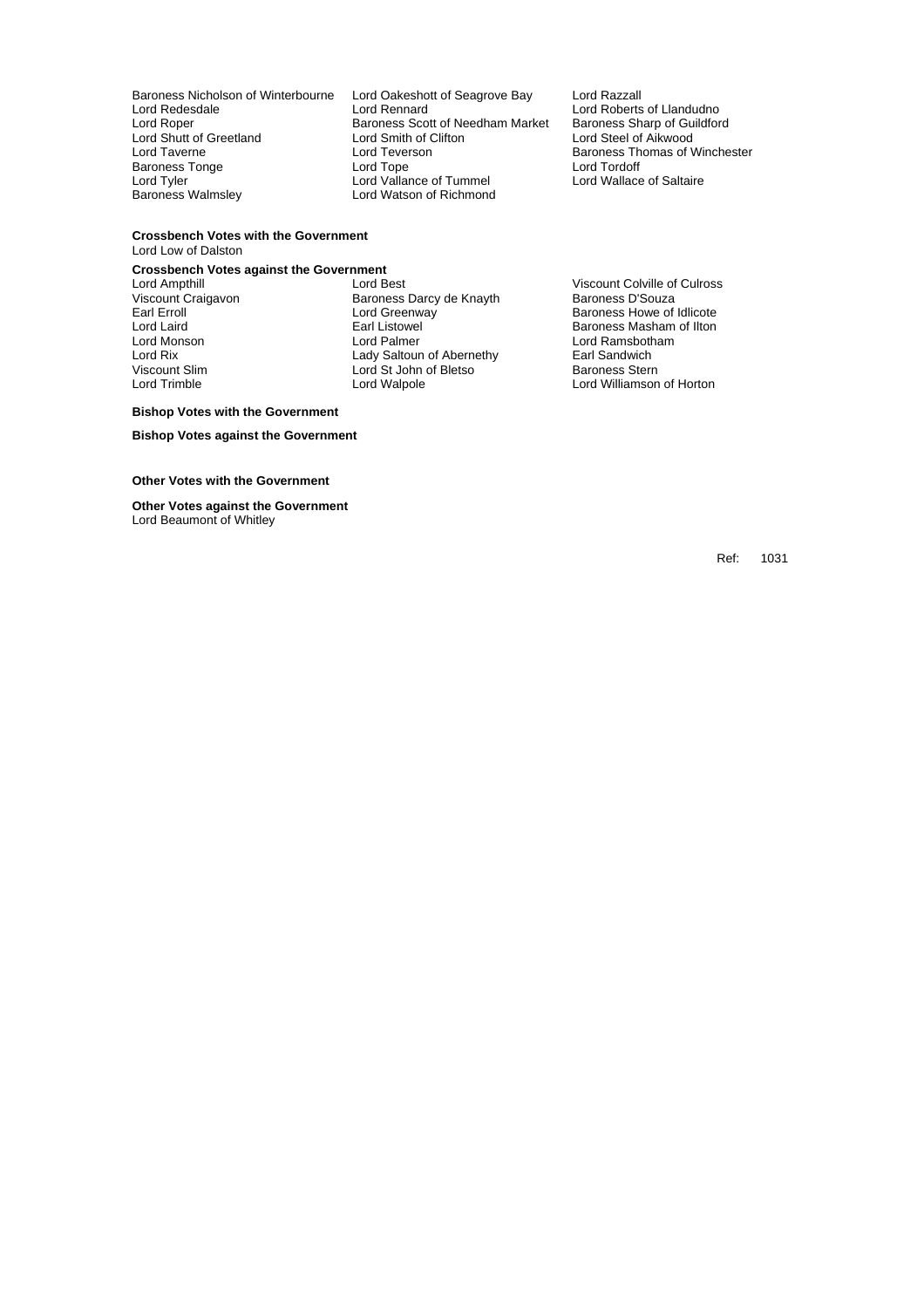Baroness Nicholson of Winterbourne
Lord Redesdale
Lord Roper
Lord Shutt of Greetland
Lord Taverne
Baroness Tonge
Lord Tyler
Baroness Walmsley
Lord Oakeshott of Seagrove Bay
Lord Rennard
Baroness Scott of Needham Market
Lord Smith of Clifton
Lord Teverson
Lord Tope
Lord Vallance of Tummel
Lord Watson of Richmond
Lord Razzall
Lord Roberts of Llandudno
Baroness Sharp of Guildford
Lord Steel of Aikwood
Baroness Thomas of Winchester
Lord Tordoff
Lord Wallace of Saltaire

**Crossbench Votes with the Government**
Lord Low of Dalston

**Crossbench Votes against the Government**
Lord Ampthill
Viscount Craigavon
Earl Erroll
Lord Laird
Lord Monson
Lord Rix
Viscount Slim
Lord Trimble
Lord Best
Baroness Darcy de Knayth
Lord Greenway
Earl Listowel
Lord Palmer
Lady Saltoun of Abernethy
Lord St John of Bletso
Lord Walpole
Viscount Colville of Culross
Baroness D'Souza
Baroness Howe of Idlicote
Baroness Masham of Ilton
Lord Ramsbotham
Earl Sandwich
Baroness Stern
Lord Williamson of Horton

**Bishop Votes with the Government**

**Bishop Votes against the Government**

**Other Votes with the Government**

**Other Votes against the Government**
Lord Beaumont of Whitley

Ref: 1031